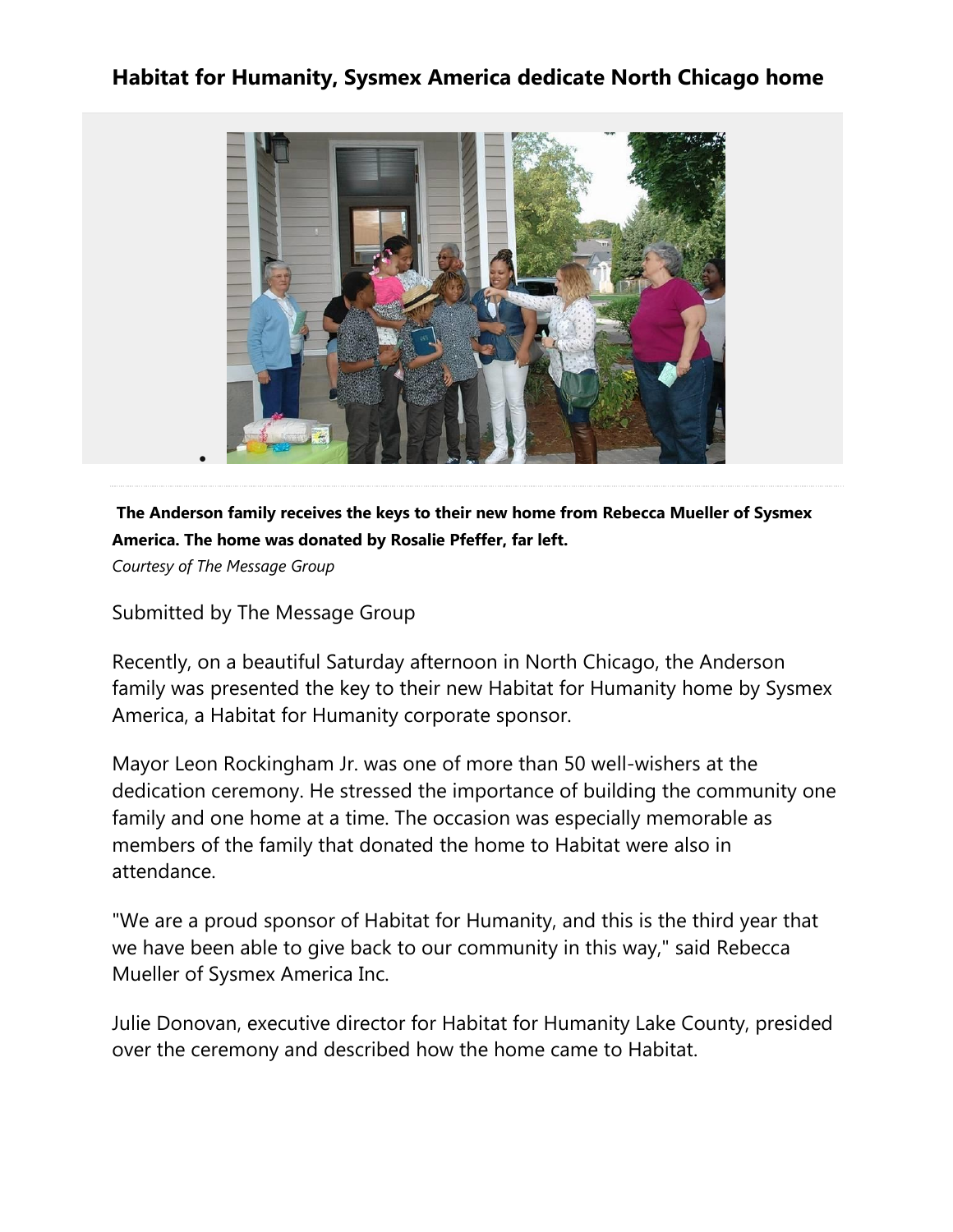## Habitat for Humanity, Sysmex America dedicate North Chicago home

**The Anderson family receives the keys to their new home from Rebecca Mueller of Sysmex America. The home was donated by Rosalie Pfeffer, far left.**

*Courtesy of The Message Group*

Submitted by The Message Group

Recently, on a beautiful Saturday afternoon in North Chicago, the Anderson family was presented the key to their new Habitat for Humanity home by Sysmex America, a Habitat for Humanity corporate sponsor.

Mayor Leon Rockingham Jr. was one of more than 50 well-wishers at the dedication ceremony. He stressed the importance of building the community one family and one home at a time. The occasion was especially memorable as members of the family that donated the home to Habitat were also in attendance.

"We are a proud sponsor of Habitat for Humanity, and this is the third year that we have been able to give back to our community in this way," said Rebecca Mueller of Sysmex America Inc.

Julie Donovan, executive director for Habitat for Humanity Lake County, presided over the ceremony and described how the home came to Habitat.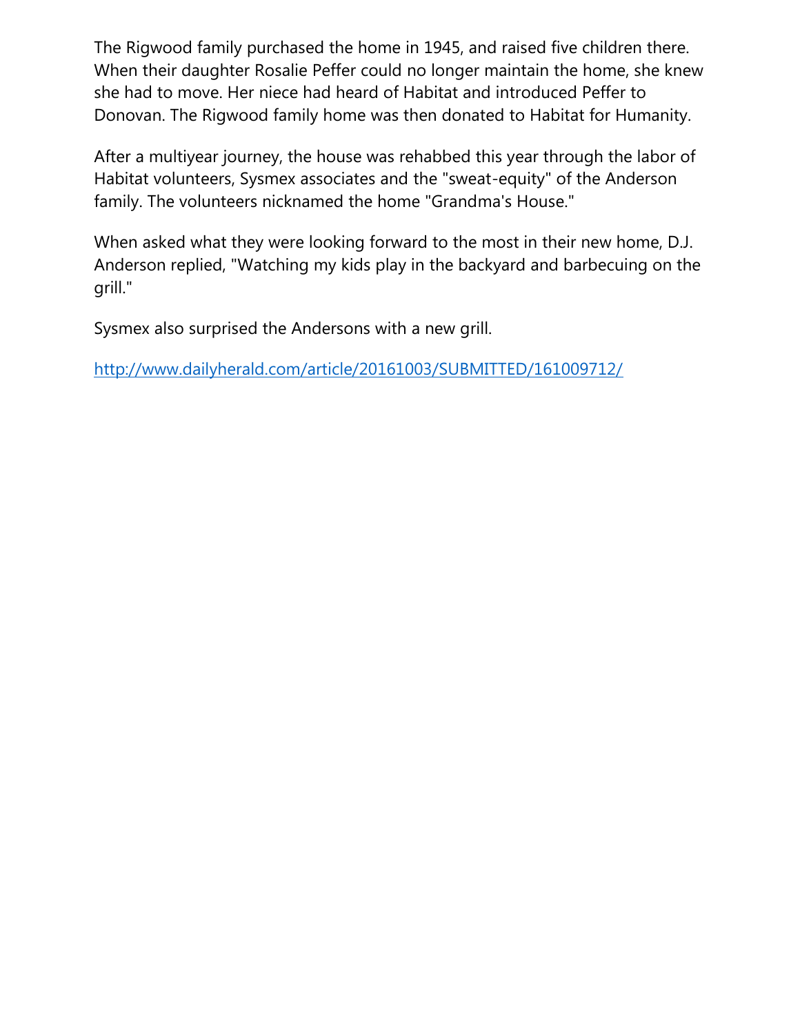The Rigwood family purchased the home in 1945, and raised five children there. When their daughter Rosalie Peffer could no longer maintain the home, she knew she had to move. Her niece had heard of Habitat and introduced Peffer to Donovan. The Rigwood family home was then donated to Habitat for Humanity.

After a multiyear journey, the house was rehabbed this year through the labor of Habitat volunteers, Sysmex associates and the "sweat-equity" of the Anderson family. The volunteers nicknamed the home "Grandma's House."

When asked what they were looking forward to the most in their new home, D.J. Anderson replied, "Watching my kids play in the backyard and barbecuing on the grill."

Sysmex also surprised the Andersons with a new grill.

http://www.dailyherald.com/article/20161003/SUBMITTED/161009712/